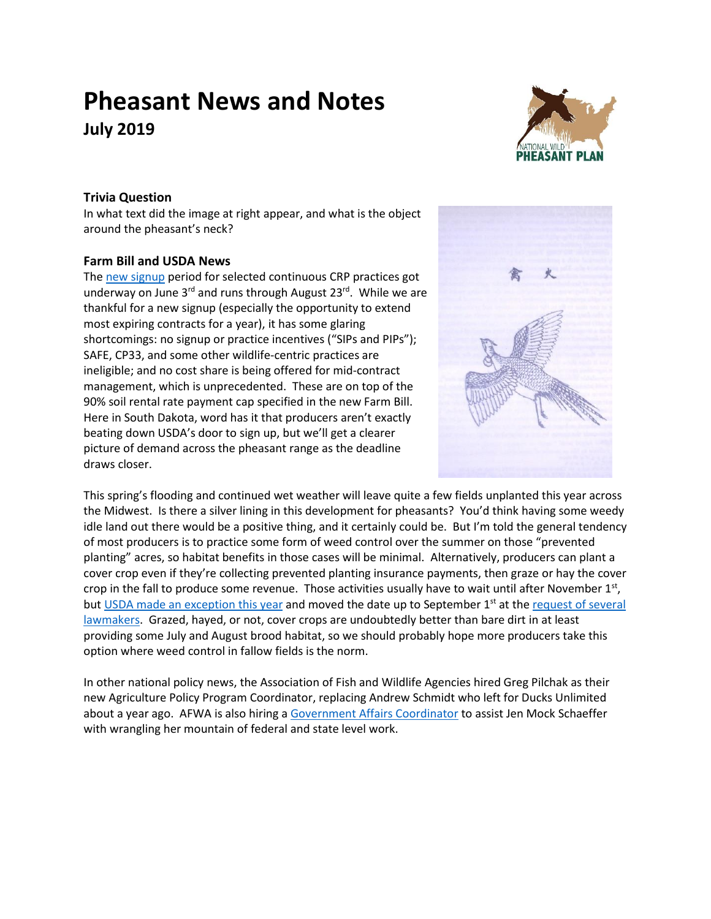# Pheasant News and Notes

## July 2019

### Trivia Question

In what text did the image at right appear, and what is the object around the pheasant's neck?

### Farm Bill and USDA News

The new signup period for selected continuous CRP practices got underway on June 3rd and runs through August 23rd. While we are thankful for a new signup (especially the opportunity to extend most expiring contracts for a year), it has some glaring shortcomings: no signup or practice incentives ("SIPs and PIPs"); SAFE, CP33, and some other wildlife-centric practices are ineligible; and no cost share is being offered for mid-contract management, which is unprecedented. These are on top of the 90% soil rental rate payment cap specified in the new Farm Bill. Here in South Dakota, word has it that producers aren't exactly beating down USDA's door to sign up, but we'll get a clearer picture of demand across the pheasant range as the deadline draws closer.

This spring's flooding and continued wet weather will leave quite a few fields unplanted this year across the Midwest. Is there a silver lining in this development for pheasants? You'd think having some weedy idle land out there would be a positive thing, and it certainly could be. But I'm told the general tendency of most producers is to practice some form of weed control over the summer on those "prevented planting" acres, so habitat benefits in those cases will be minimal. Alternatively, producers can plant a cover crop even if they're collecting prevented planting insurance payments, then graze or hay the cover crop in the fall to produce some revenue. Those activities usually have to wait until after November 1st, but USDA made an exception this year and moved the date up to September 1st at the request of several lawmakers. Grazed, hayed, or not, cover crops are undoubtedly better than bare dirt in at least providing some July and August brood habitat, so we should probably hope more producers take this option where weed control in fallow fields is the norm.

In other national policy news, the Association of Fish and Wildlife Agencies hired Greg Pilchak as their new Agriculture Policy Program Coordinator, replacing Andrew Schmidt who left for Ducks Unlimited about a year ago. AFWA is also hiring a Government Affairs Coordinator to assist Jen Mock Schaeffer with wrangling her mountain of federal and state level work.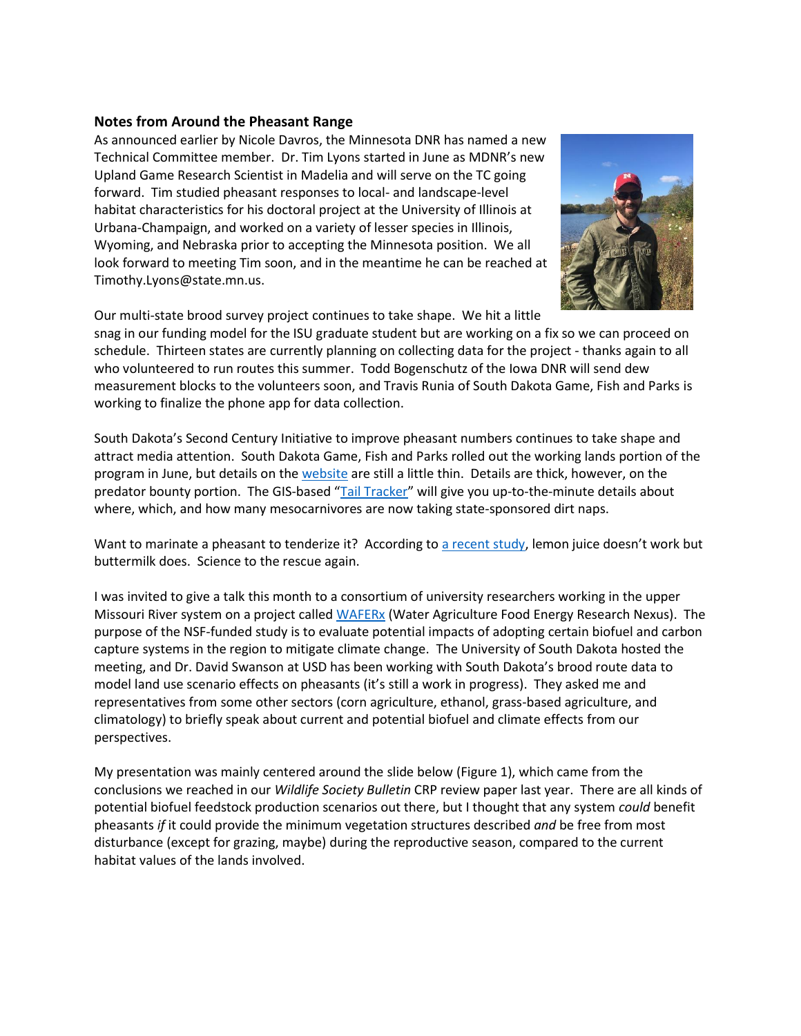**Notes from Around the Pheasant Range**

As announced earlier by Nicole Davros, the Minnesota DNR has named a new Technical Committee member. Dr. Tim Lyons started in June as MDNR's new Upland Game Research Scientist in Madelia and will serve on the TC going forward. Tim studied pheasant responses to local- and landscape-level habitat characteristics for his doctoral project at the University of Illinois at Urbana-Champaign, and worked on a variety of lesser species in Illinois, Wyoming, and Nebraska prior to accepting the Minnesota position. We all look forward to meeting Tim soon, and in the meantime he can be reached at Timothy.Lyons@state.mn.us.

Our multi-state brood survey project continues to take shape. We hit a little snag in our funding model for the ISU graduate student but are working on a fix so we can proceed on schedule. Thirteen states are currently planning on collecting data for the project - thanks again to all who volunteered to run routes this summer. Todd Bogenschutz of the Iowa DNR will send dew measurement blocks to the volunteers soon, and Travis Runia of South Dakota Game, Fish and Parks is working to finalize the phone app for data collection.

South Dakota's Second Century Initiative to improve pheasant numbers continues to take shape and attract media attention. South Dakota Game, Fish and Parks rolled out the working lands portion of the program in June, but details on the website are still a little thin. Details are thick, however, on the predator bounty portion. The GIS-based "Tail Tracker" will give you up-to-the-minute details about where, which, and how many mesocarnivores are now taking state-sponsored dirt naps.

Want to marinate a pheasant to tenderize it? According to a recent study, lemon juice doesn't work but buttermilk does. Science to the rescue again.

I was invited to give a talk this month to a consortium of university researchers working in the upper Missouri River system on a project called WAFERx (Water Agriculture Food Energy Research Nexus). The purpose of the NSF-funded study is to evaluate potential impacts of adopting certain biofuel and carbon capture systems in the region to mitigate climate change. The University of South Dakota hosted the meeting, and Dr. David Swanson at USD has been working with South Dakota's brood route data to model land use scenario effects on pheasants (it's still a work in progress). They asked me and representatives from some other sectors (corn agriculture, ethanol, grass-based agriculture, and climatology) to briefly speak about current and potential biofuel and climate effects from our perspectives.

My presentation was mainly centered around the slide below (Figure 1), which came from the conclusions we reached in our *Wildlife Society Bulletin* CRP review paper last year. There are all kinds of potential biofuel feedstock production scenarios out there, but I thought that any system *could* benefit pheasants *if* it could provide the minimum vegetation structures described *and* be free from most disturbance (except for grazing, maybe) during the reproductive season, compared to the current habitat values of the lands involved.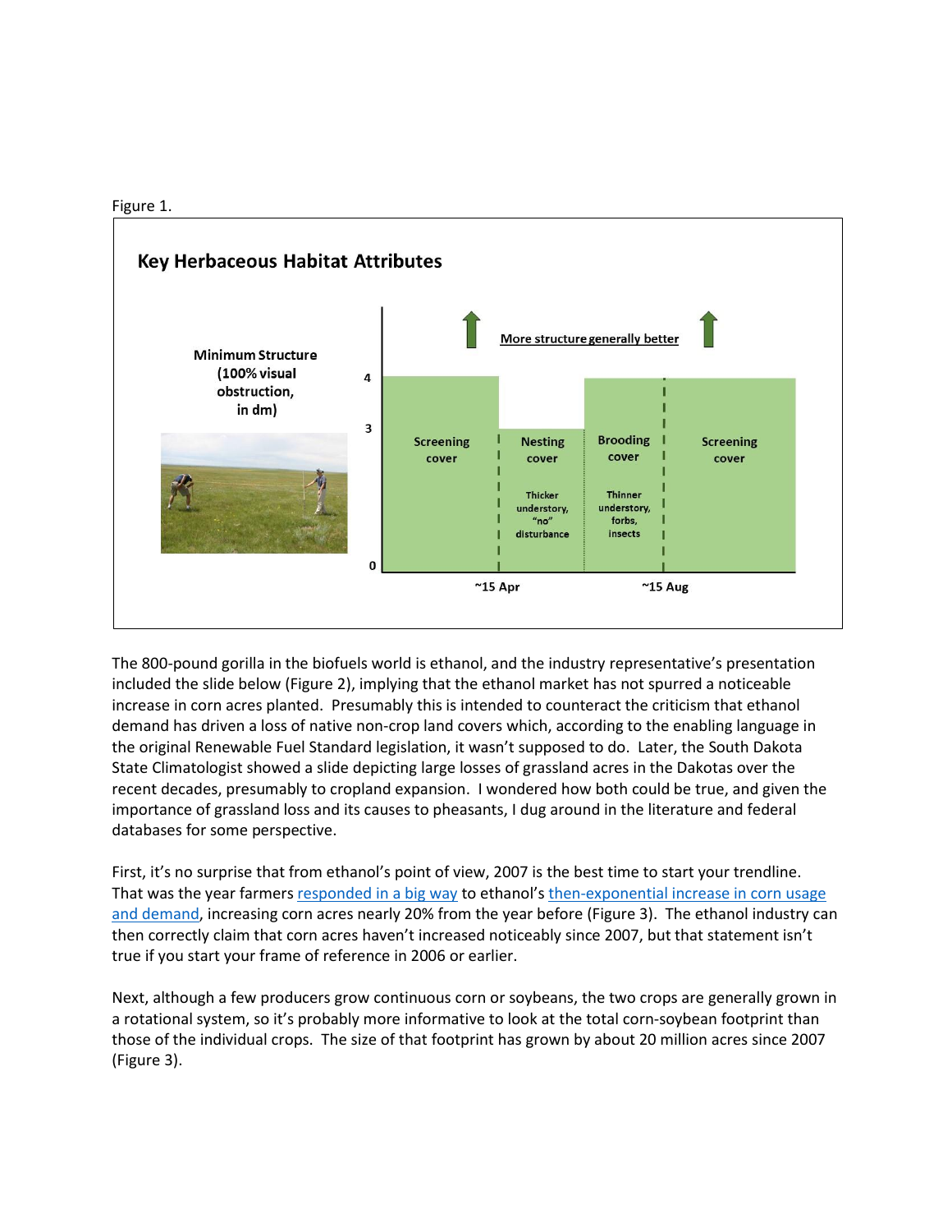Figure 1.

**Key Herbaceous Habitat Attributes**

Minimum Structure (100% visual obstruction, in dm)

More structure generally better

| | ~15 Apr | | ~15 Aug |
|---|---|---|---|
| Screening cover (4) | Nesting cover (3) — Thicker understory, "no" disturbance | Brooding cover (4) — Thinner understory, forbs, insects | Screening cover (4) |

The 800-pound gorilla in the biofuels world is ethanol, and the industry representative's presentation included the slide below (Figure 2), implying that the ethanol market has not spurred a noticeable increase in corn acres planted. Presumably this is intended to counteract the criticism that ethanol demand has driven a loss of native non-crop land covers which, according to the enabling language in the original Renewable Fuel Standard legislation, it wasn't supposed to do. Later, the South Dakota State Climatologist showed a slide depicting large losses of grassland acres in the Dakotas over the recent decades, presumably to cropland expansion. I wondered how both could be true, and given the importance of grassland loss and its causes to pheasants, I dug around in the literature and federal databases for some perspective.

First, it's no surprise that from ethanol's point of view, 2007 is the best time to start your trendline. That was the year farmers responded in a big way to ethanol's then-exponential increase in corn usage and demand, increasing corn acres nearly 20% from the year before (Figure 3). The ethanol industry can then correctly claim that corn acres haven't increased noticeably since 2007, but that statement isn't true if you start your frame of reference in 2006 or earlier.

Next, although a few producers grow continuous corn or soybeans, the two crops are generally grown in a rotational system, so it's probably more informative to look at the total corn-soybean footprint than those of the individual crops. The size of that footprint has grown by about 20 million acres since 2007 (Figure 3).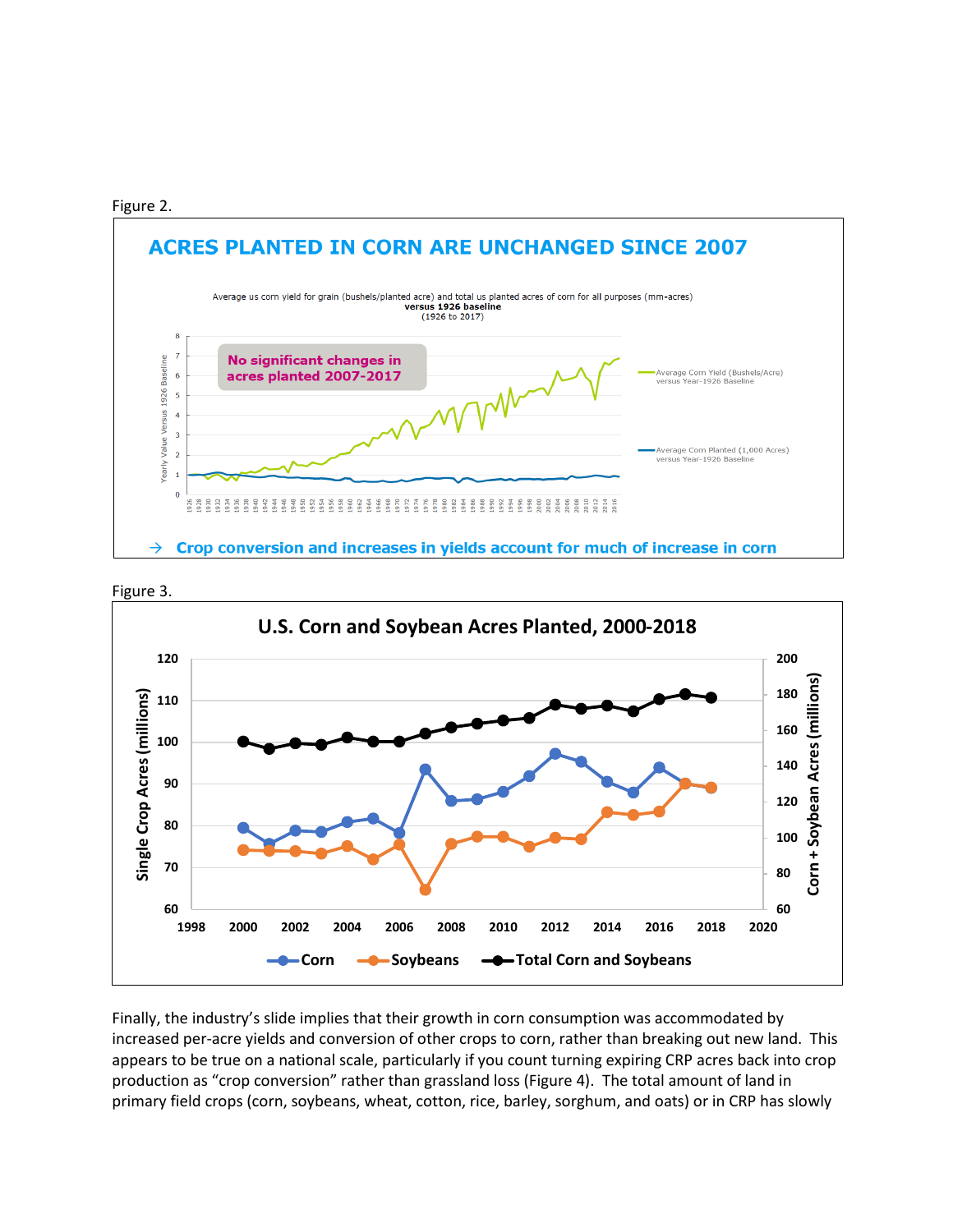Figure 2.

Figure 3.

Finally, the industry's slide implies that their growth in corn consumption was accommodated by increased per-acre yields and conversion of other crops to corn, rather than breaking out new land. This appears to be true on a national scale, particularly if you count turning expiring CRP acres back into crop production as "crop conversion" rather than grassland loss (Figure 4). The total amount of land in primary field crops (corn, soybeans, wheat, cotton, rice, barley, sorghum, and oats) or in CRP has slowly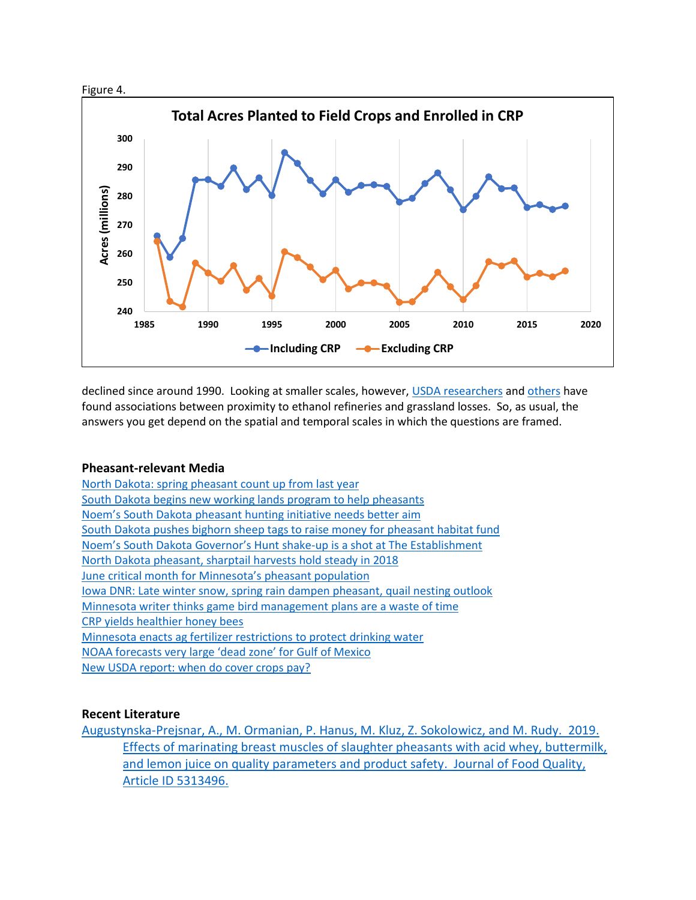Figure 4.

declined since around 1990. Looking at smaller scales, however, USDA researchers and others have found associations between proximity to ethanol refineries and grassland losses. So, as usual, the answers you get depend on the spatial and temporal scales in which the questions are framed.

### Pheasant-relevant Media

North Dakota: spring pheasant count up from last year
South Dakota begins new working lands program to help pheasants
Noem's South Dakota pheasant hunting initiative needs better aim
South Dakota pushes bighorn sheep tags to raise money for pheasant habitat fund
Noem's South Dakota Governor's Hunt shake-up is a shot at The Establishment
North Dakota pheasant, sharptail harvests hold steady in 2018
June critical month for Minnesota's pheasant population
Iowa DNR: Late winter snow, spring rain dampen pheasant, quail nesting outlook
Minnesota writer thinks game bird management plans are a waste of time
CRP yields healthier honey bees
Minnesota enacts ag fertilizer restrictions to protect drinking water
NOAA forecasts very large 'dead zone' for Gulf of Mexico
New USDA report: when do cover crops pay?

### Recent Literature

Augustynska-Prejsnar, A., M. Ormanian, P. Hanus, M. Kluz, Z. Sokolowicz, and M. Rudy. 2019. Effects of marinating breast muscles of slaughter pheasants with acid whey, buttermilk, and lemon juice on quality parameters and product safety. Journal of Food Quality, Article ID 5313496.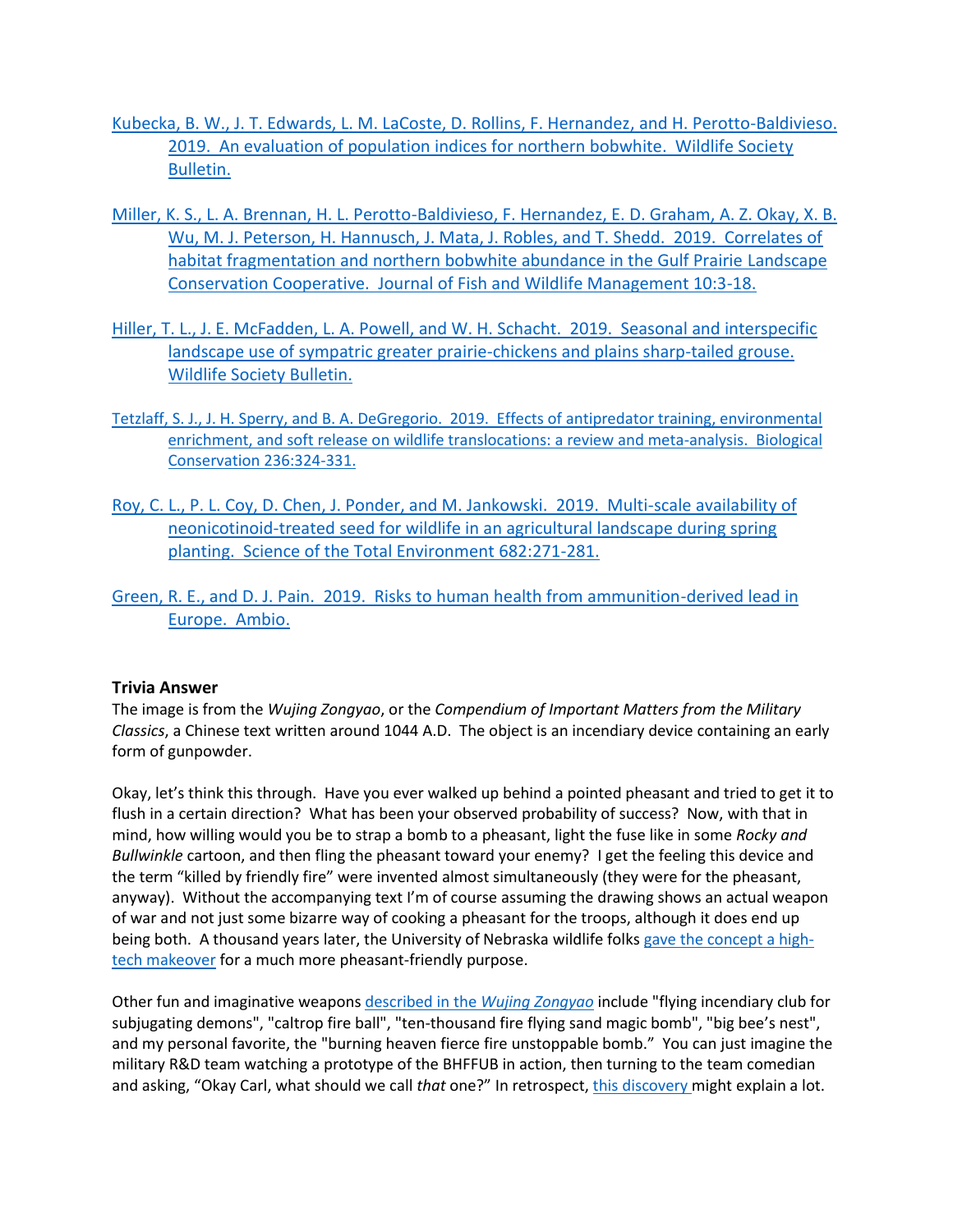Kubecka, B. W., J. T. Edwards, L. M. LaCoste, D. Rollins, F. Hernandez, and H. Perotto-Baldivieso. 2019. An evaluation of population indices for northern bobwhite. Wildlife Society Bulletin.

Miller, K. S., L. A. Brennan, H. L. Perotto-Baldivieso, F. Hernandez, E. D. Graham, A. Z. Okay, X. B. Wu, M. J. Peterson, H. Hannusch, J. Mata, J. Robles, and T. Shedd. 2019. Correlates of habitat fragmentation and northern bobwhite abundance in the Gulf Prairie Landscape Conservation Cooperative. Journal of Fish and Wildlife Management 10:3-18.

Hiller, T. L., J. E. McFadden, L. A. Powell, and W. H. Schacht. 2019. Seasonal and interspecific landscape use of sympatric greater prairie-chickens and plains sharp-tailed grouse. Wildlife Society Bulletin.

Tetzlaff, S. J., J. H. Sperry, and B. A. DeGregorio. 2019. Effects of antipredator training, environmental enrichment, and soft release on wildlife translocations: a review and meta-analysis. Biological Conservation 236:324-331.

Roy, C. L., P. L. Coy, D. Chen, J. Ponder, and M. Jankowski. 2019. Multi-scale availability of neonicotinoid-treated seed for wildlife in an agricultural landscape during spring planting. Science of the Total Environment 682:271-281.

Green, R. E., and D. J. Pain. 2019. Risks to human health from ammunition-derived lead in Europe. Ambio.

**Trivia Answer**

The image is from the *Wujing Zongyao*, or the *Compendium of Important Matters from the Military Classics*, a Chinese text written around 1044 A.D. The object is an incendiary device containing an early form of gunpowder.

Okay, let's think this through. Have you ever walked up behind a pointed pheasant and tried to get it to flush in a certain direction? What has been your observed probability of success? Now, with that in mind, how willing would you be to strap a bomb to a pheasant, light the fuse like in some *Rocky and Bullwinkle* cartoon, and then fling the pheasant toward your enemy? I get the feeling this device and the term "killed by friendly fire" were invented almost simultaneously (they were for the pheasant, anyway). Without the accompanying text I'm of course assuming the drawing shows an actual weapon of war and not just some bizarre way of cooking a pheasant for the troops, although it does end up being both. A thousand years later, the University of Nebraska wildlife folks gave the concept a high-tech makeover for a much more pheasant-friendly purpose.

Other fun and imaginative weapons described in the *Wujing Zongyao* include "flying incendiary club for subjugating demons", "caltrop fire ball", "ten-thousand fire flying sand magic bomb", "big bee's nest", and my personal favorite, the "burning heaven fierce fire unstoppable bomb." You can just imagine the military R&D team watching a prototype of the BHFFUB in action, then turning to the team comedian and asking, "Okay Carl, what should we call *that* one?" In retrospect, this discovery might explain a lot.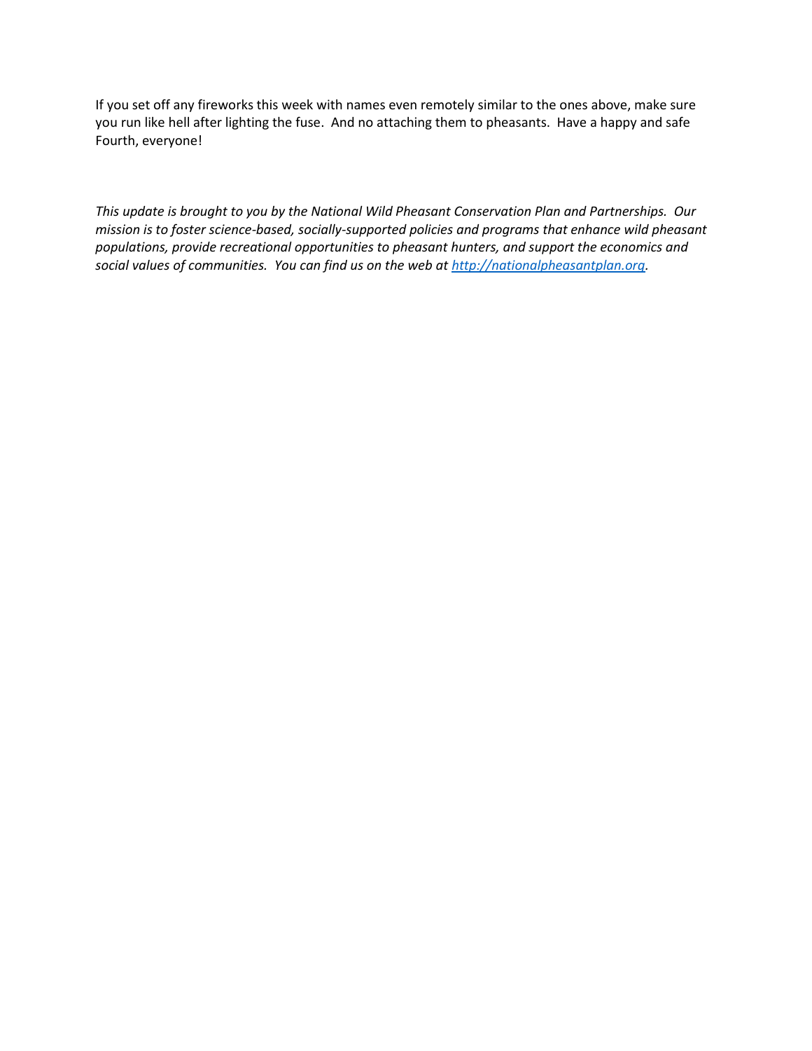If you set off any fireworks this week with names even remotely similar to the ones above, make sure you run like hell after lighting the fuse. And no attaching them to pheasants. Have a happy and safe Fourth, everyone!

*This update is brought to you by the National Wild Pheasant Conservation Plan and Partnerships. Our mission is to foster science-based, socially-supported policies and programs that enhance wild pheasant populations, provide recreational opportunities to pheasant hunters, and support the economics and social values of communities. You can find us on the web at [http://nationalpheasantplan.org](http://nationalpheasantplan.org).*